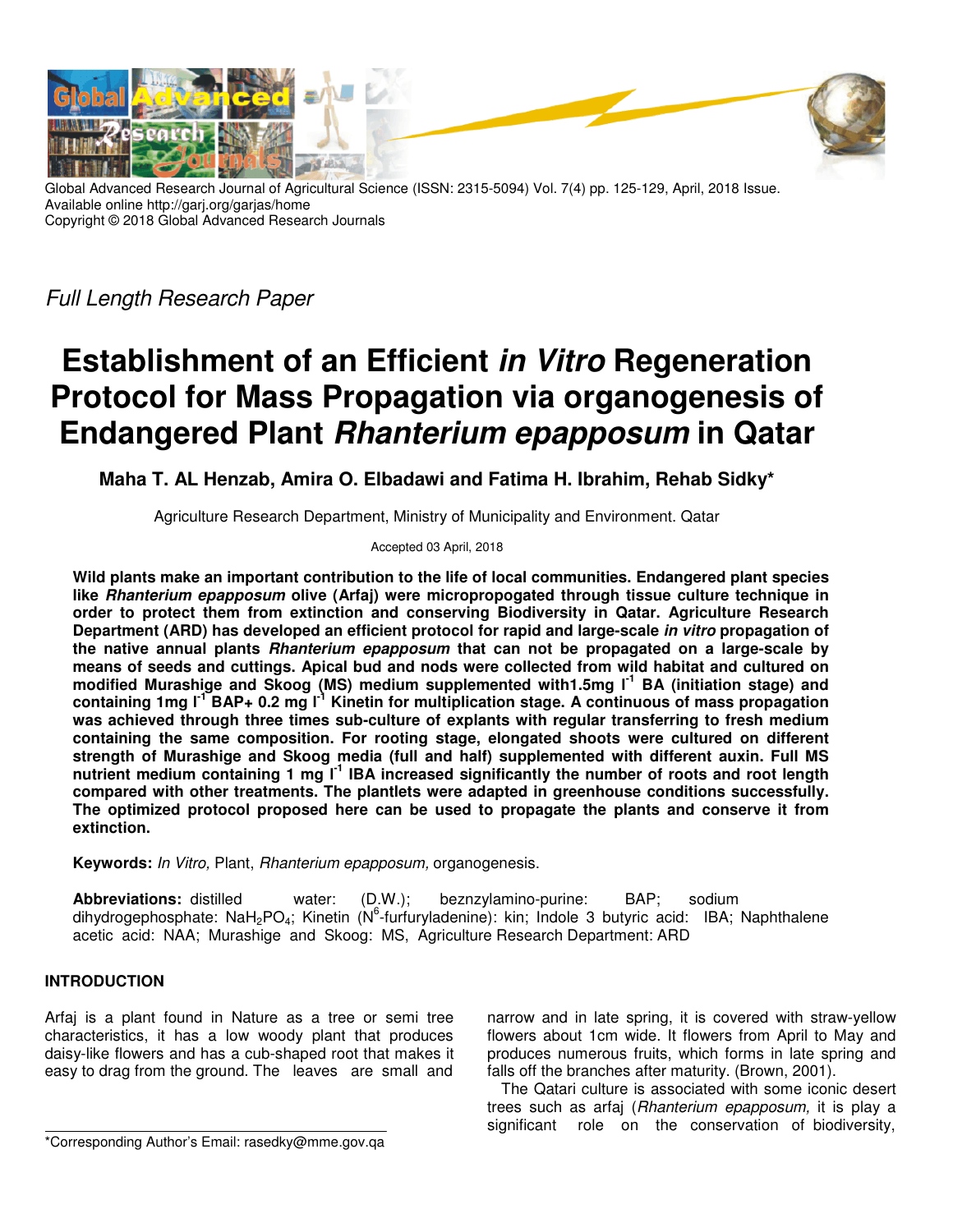Global Advanced Research Journal of Agricultural Science (ISSN: 2315-5094) Vol. 7(4) pp. 125-129, April, 2018 Issue.
Available online http://garj.org/garjas/home
Copyright © 2018 Global Advanced Research Journals

*Full Length Research Paper*

# Establishment of an Efficient *in Vitro* Regeneration Protocol for Mass Propagation via organogenesis of Endangered Plant *Rhanterium epapposum* in Qatar

**Maha T. AL Henzab, Amira O. Elbadawi and Fatima H. Ibrahim, Rehab Sidky***

Agriculture Research Department, Ministry of Municipality and Environment. Qatar

Accepted 03 April, 2018

**Wild plants make an important contribution to the life of local communities. Endangered plant species like *Rhanterium epapposum* olive (Arfaj) were micropropogated through tissue culture technique in order to protect them from extinction and conserving Biodiversity in Qatar. Agriculture Research Department (ARD) has developed an efficient protocol for rapid and large-scale *in vitro* propagation of the native annual plants *Rhanterium epapposum* that can not be propagated on a large-scale by means of seeds and cuttings. Apical bud and nods were collected from wild habitat and cultured on modified Murashige and Skoog (MS) medium supplemented with1.5mg $l^{-1}$ BA (initiation stage) and containing 1mg $l^{-1}$ BAP+ 0.2 mg $l^{-1}$ Kinetin for multiplication stage. A continuous of mass propagation was achieved through three times sub-culture of explants with regular transferring to fresh medium containing the same composition. For rooting stage, elongated shoots were cultured on different strength of Murashige and Skoog media (full and half) supplemented with different auxin. Full MS nutrient medium containing 1 mg $l^{-1}$ IBA increased significantly the number of roots and root length compared with other treatments. The plantlets were adapted in greenhouse conditions successfully. The optimized protocol proposed here can be used to propagate the plants and conserve it from extinction.**

**Keywords:** *In Vitro,* Plant, *Rhanterium epapposum,* organogenesis.

**Abbreviations:** distilled water: (D.W.); beznzylamino-purine: BAP; sodium dihydrogephosphate: $NaH_2PO_4$; Kinetin ($N^6$-furfuryladenine): kin; Indole 3 butyric acid: IBA; Naphthalene acetic acid: NAA; Murashige and Skoog: MS, Agriculture Research Department: ARD

## INTRODUCTION

Arfaj is a plant found in Nature as a tree or semi tree characteristics, it has a low woody plant that produces daisy-like flowers and has a cub-shaped root that makes it easy to drag from the ground. The leaves are small and narrow and in late spring, it is covered with straw-yellow flowers about 1cm wide. It flowers from April to May and produces numerous fruits, which forms in late spring and falls off the branches after maturity. (Brown, 2001).

The Qatari culture is associated with some iconic desert trees such as arfaj (*Rhanterium epapposum,* it is play a significant role on the conservation of biodiversity,

*Corresponding Author's Email: rasedky@mme.gov.qa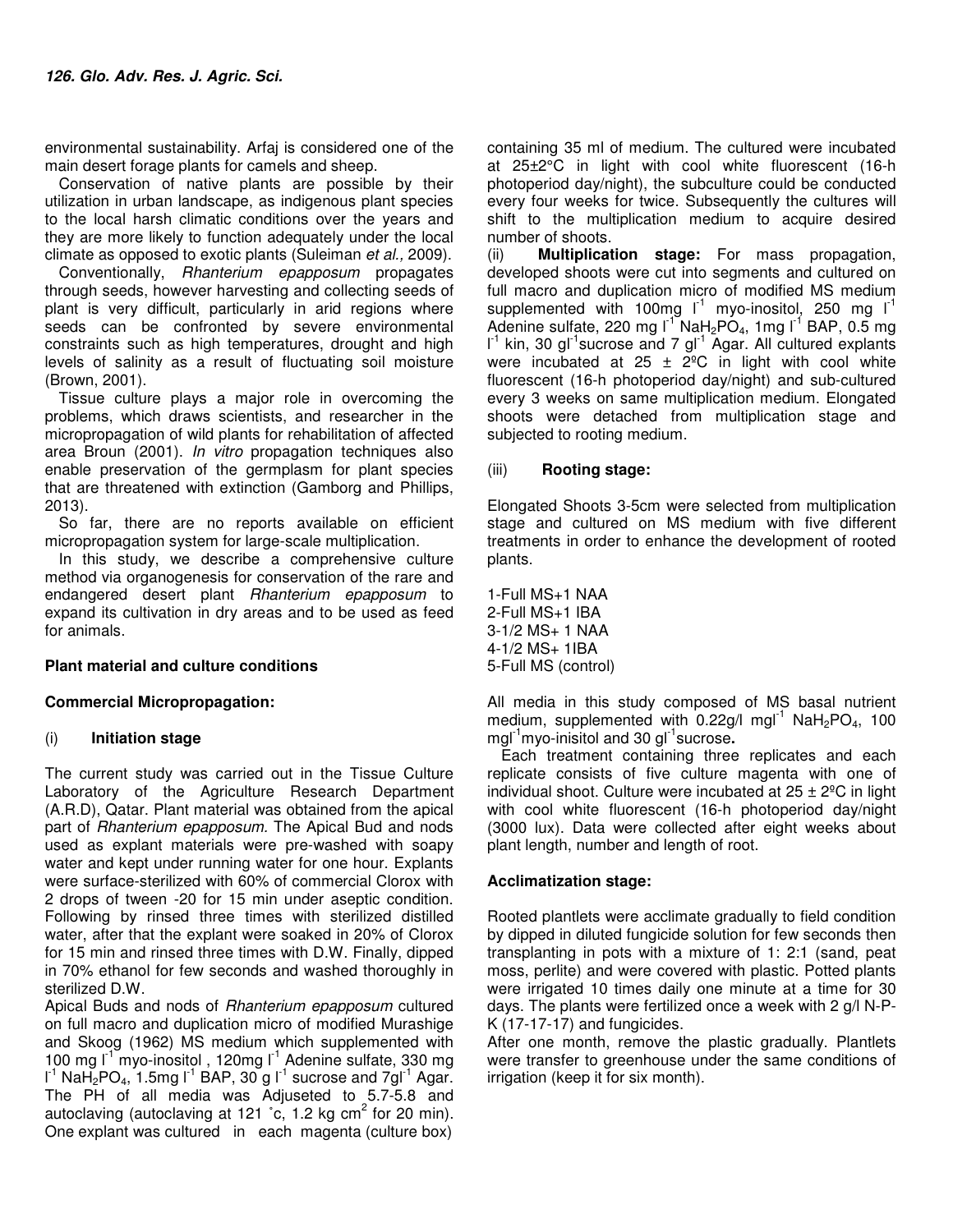environmental sustainability. Arfaj is considered one of the main desert forage plants for camels and sheep.

Conservation of native plants are possible by their utilization in urban landscape, as indigenous plant species to the local harsh climatic conditions over the years and they are more likely to function adequately under the local climate as opposed to exotic plants (Suleiman *et al.,* 2009).

Conventionally, *Rhanterium epapposum* propagates through seeds, however harvesting and collecting seeds of plant is very difficult, particularly in arid regions where seeds can be confronted by severe environmental constraints such as high temperatures, drought and high levels of salinity as a result of fluctuating soil moisture (Brown, 2001).

Tissue culture plays a major role in overcoming the problems, which draws scientists, and researcher in the micropropagation of wild plants for rehabilitation of affected area Broun (2001). *In vitro* propagation techniques also enable preservation of the germplasm for plant species that are threatened with extinction (Gamborg and Phillips, 2013).

So far, there are no reports available on efficient micropropagation system for large-scale multiplication.

In this study, we describe a comprehensive culture method via organogenesis for conservation of the rare and endangered desert plant *Rhanterium epapposum* to expand its cultivation in dry areas and to be used as feed for animals.

**Plant material and culture conditions**

**Commercial Micropropagation:**

(i) **Initiation stage**

The current study was carried out in the Tissue Culture Laboratory of the Agriculture Research Department (A.R.D), Qatar. Plant material was obtained from the apical part of *Rhanterium epapposum.* The Apical Bud and nods used as explant materials were pre-washed with soapy water and kept under running water for one hour. Explants were surface-sterilized with 60% of commercial Clorox with 2 drops of tween -20 for 15 min under aseptic condition. Following by rinsed three times with sterilized distilled water, after that the explant were soaked in 20% of Clorox for 15 min and rinsed three times with D.W. Finally, dipped in 70% ethanol for few seconds and washed thoroughly in sterilized D.W.

Apical Buds and nods of *Rhanterium epapposum* cultured on full macro and duplication micro of modified Murashige and Skoog (1962) MS medium which supplemented with 100 mg $l^{-1}$ myo-inositol , 120mg $l^{-1}$ Adenine sulfate, 330 mg $l^{-1}$ $NaH_2PO_4$, 1.5mg $l^{-1}$ BAP, 30 g $l^{-1}$ sucrose and 7g$l^{-1}$ Agar. The PH of all media was Adjuseted to 5.7-5.8 and autoclaving (autoclaving at 121 ˚c, 1.2 kg $cm^2$ for 20 min). One explant was cultured in each magenta (culture box) containing 35 ml of medium. The cultured were incubated at 25±2°C in light with cool white fluorescent (16-h photoperiod day/night), the subculture could be conducted every four weeks for twice. Subsequently the cultures will shift to the multiplication medium to acquire desired number of shoots.

(ii) **Multiplication stage:** For mass propagation, developed shoots were cut into segments and cultured on full macro and duplication micro of modified MS medium supplemented with 100mg $l^{-1}$ myo-inositol, 250 mg $l^{-1}$ Adenine sulfate, 220 mg $l^{-1}$ $NaH_2PO_4$, 1mg $l^{-1}$ BAP, 0.5 mg $l^{-1}$ kin, 30 g$l^{-1}$sucrose and 7 g$l^{-1}$ Agar. All cultured explants were incubated at 25 ± 2ºC in light with cool white fluorescent (16-h photoperiod day/night) and sub-cultured every 3 weeks on same multiplication medium. Elongated shoots were detached from multiplication stage and subjected to rooting medium.

(iii) **Rooting stage:**

Elongated Shoots 3-5cm were selected from multiplication stage and cultured on MS medium with five different treatments in order to enhance the development of rooted plants.

1-Full MS+1 NAA
2-Full MS+1 IBA
3-1/2 MS+ 1 NAA
4-1/2 MS+ 1IBA
5-Full MS (control)

All media in this study composed of MS basal nutrient medium, supplemented with 0.22g/l mg$l^{-1}$ $NaH_2PO_4$, 100 mg$l^{-1}$myo-inisitol and 30 g$l^{-1}$sucrose**.**

Each treatment containing three replicates and each replicate consists of five culture magenta with one of individual shoot. Culture were incubated at 25 ± 2ºC in light with cool white fluorescent (16-h photoperiod day/night (3000 lux). Data were collected after eight weeks about plant length, number and length of root.

**Acclimatization stage:**

Rooted plantlets were acclimate gradually to field condition by dipped in diluted fungicide solution for few seconds then transplanting in pots with a mixture of 1: 2:1 (sand, peat moss, perlite) and were covered with plastic. Potted plants were irrigated 10 times daily one minute at a time for 30 days. The plants were fertilized once a week with 2 g/l N-P-K (17-17-17) and fungicides.

After one month, remove the plastic gradually. Plantlets were transfer to greenhouse under the same conditions of irrigation (keep it for six month).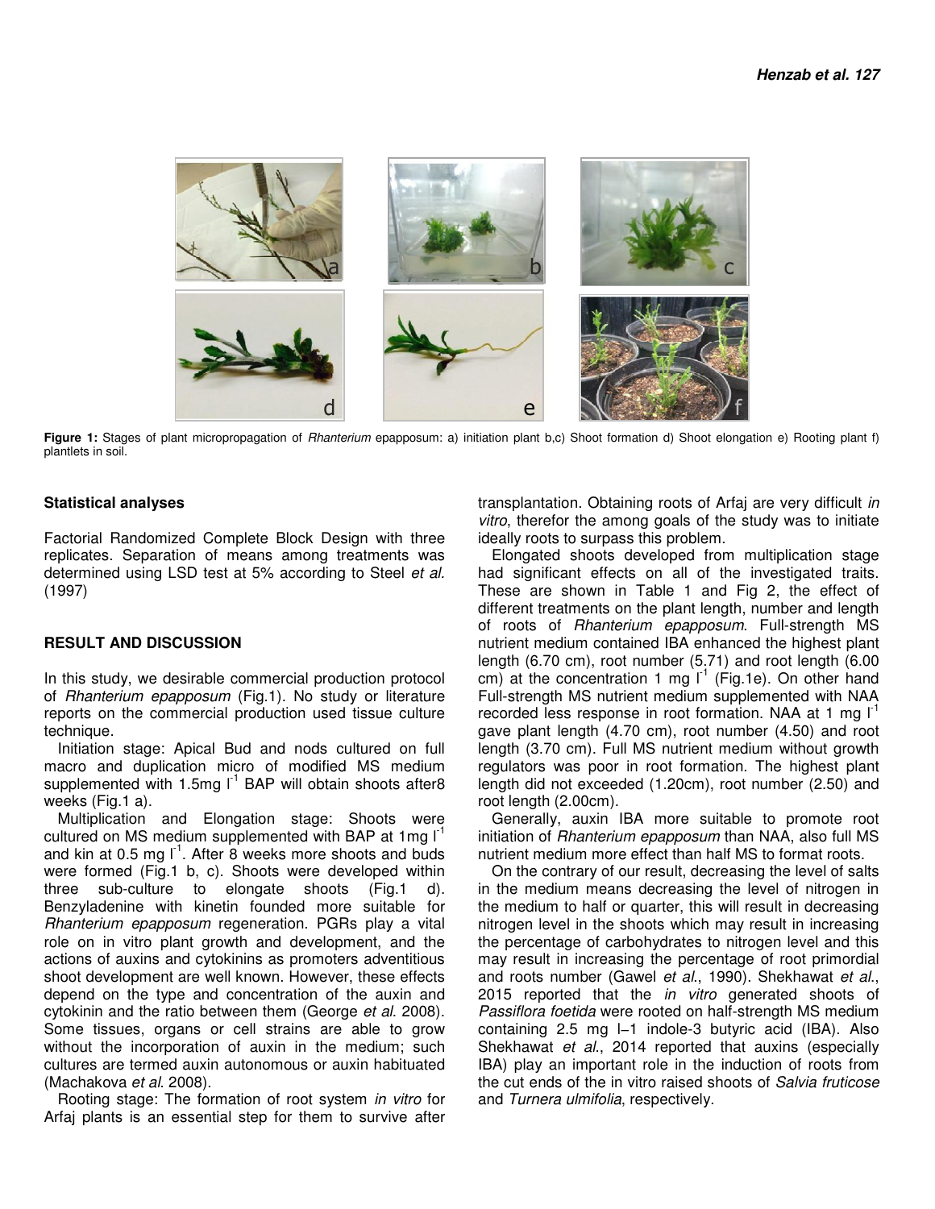Figure 1: Stages of plant micropropagation of *Rhanterium* epapposum: a) initiation plant b,c) Shoot formation d) Shoot elongation e) Rooting plant f) plantlets in soil.

### Statistical analyses

Factorial Randomized Complete Block Design with three replicates. Separation of means among treatments was determined using LSD test at 5% according to Steel *et al.* (1997)

## RESULT AND DISCUSSION

In this study, we desirable commercial production protocol of *Rhanterium epapposum* (Fig.1). No study or literature reports on the commercial production used tissue culture technique.

Initiation stage: Apical Bud and nods cultured on full macro and duplication micro of modified MS medium supplemented with 1.5mg $l^{-1}$ BAP will obtain shoots after8 weeks (Fig.1 a).

Multiplication and Elongation stage: Shoots were cultured on MS medium supplemented with BAP at 1mg $l^{-1}$ and kin at 0.5 mg $l^{-1}$. After 8 weeks more shoots and buds were formed (Fig.1 b, c). Shoots were developed within three sub-culture to elongate shoots (Fig.1 d). Benzyladenine with kinetin founded more suitable for *Rhanterium epapposum* regeneration. PGRs play a vital role on in vitro plant growth and development, and the actions of auxins and cytokinins as promoters adventitious shoot development are well known. However, these effects depend on the type and concentration of the auxin and cytokinin and the ratio between them (George *et al.* 2008). Some tissues, organs or cell strains are able to grow without the incorporation of auxin in the medium; such cultures are termed auxin autonomous or auxin habituated (Machakova *et al.* 2008).

Rooting stage: The formation of root system *in vitro* for Arfaj plants is an essential step for them to survive after transplantation. Obtaining roots of Arfaj are very difficult *in vitro*, therefor the among goals of the study was to initiate ideally roots to surpass this problem.

Elongated shoots developed from multiplication stage had significant effects on all of the investigated traits. These are shown in Table 1 and Fig 2, the effect of different treatments on the plant length, number and length of roots of *Rhanterium epapposum*. Full-strength MS nutrient medium contained IBA enhanced the highest plant length (6.70 cm), root number (5.71) and root length (6.00 cm) at the concentration 1 mg $l^{-1}$ (Fig.1e). On other hand Full-strength MS nutrient medium supplemented with NAA recorded less response in root formation. NAA at 1 mg $l^{-1}$ gave plant length (4.70 cm), root number (4.50) and root length (3.70 cm). Full MS nutrient medium without growth regulators was poor in root formation. The highest plant length did not exceeded (1.20cm), root number (2.50) and root length (2.00cm).

Generally, auxin IBA more suitable to promote root initiation of *Rhanterium epapposum* than NAA, also full MS nutrient medium more effect than half MS to format roots.

On the contrary of our result, decreasing the level of salts in the medium means decreasing the level of nitrogen in the medium to half or quarter, this will result in decreasing nitrogen level in the shoots which may result in increasing the percentage of carbohydrates to nitrogen level and this may result in increasing the percentage of root primordial and roots number (Gawel *et al.*, 1990). Shekhawat *et al.*, 2015 reported that the *in vitro* generated shoots of *Passiflora foetida* were rooted on half-strength MS medium containing 2.5 mg l−1 indole-3 butyric acid (IBA). Also Shekhawat *et al.*, 2014 reported that auxins (especially IBA) play an important role in the induction of roots from the cut ends of the in vitro raised shoots of *Salvia fruticose* and *Turnera ulmifolia*, respectively.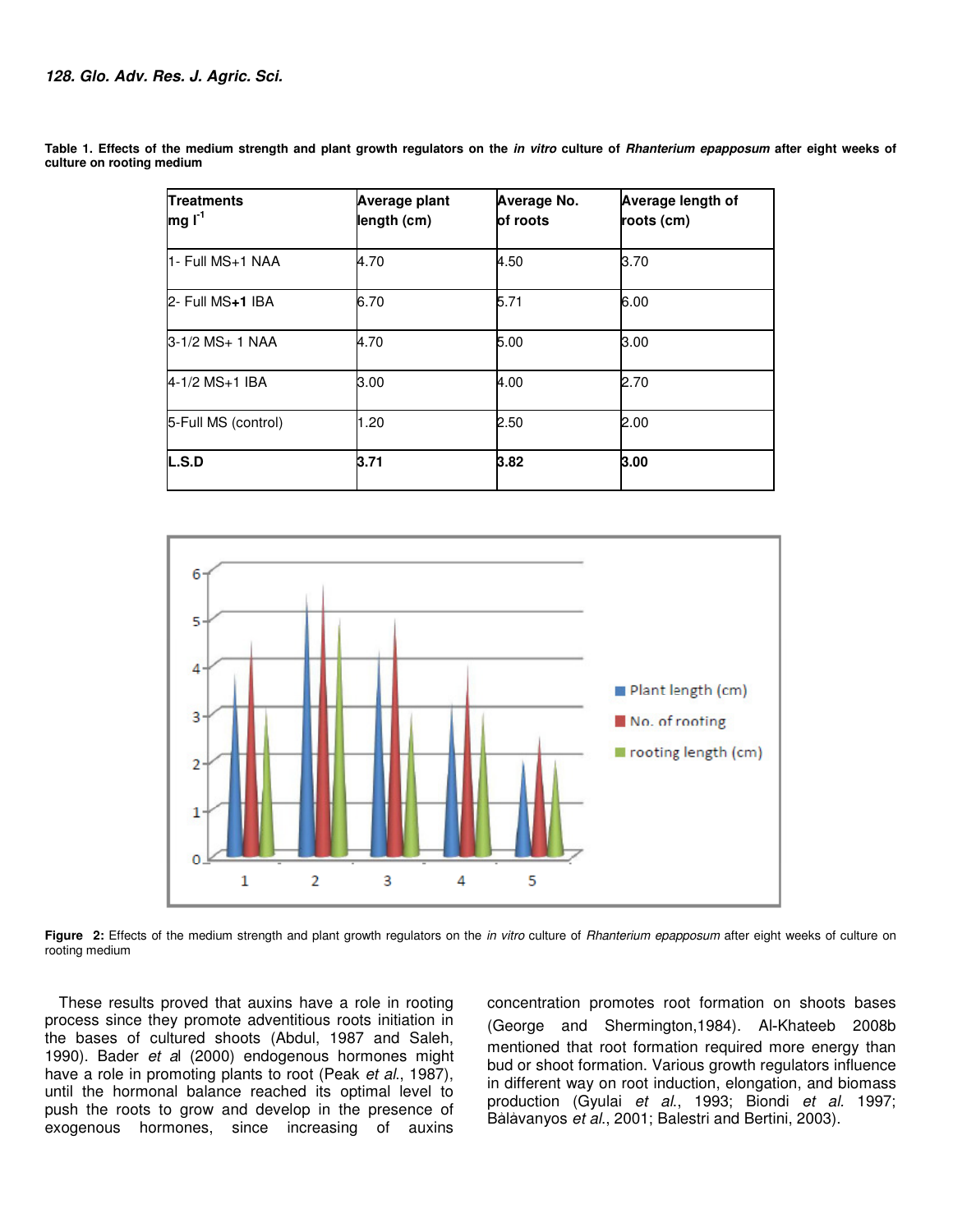**Table 1. Effects of the medium strength and plant growth regulators on the *in vitro* culture of *Rhanterium epapposum* after eight weeks of culture on rooting medium**

| Treatments mg l$^{-1}$ | Average plant length (cm) | Average No. of roots | Average length of roots (cm) |
|---|---|---|---|
| 1- Full MS+1 NAA | 4.70 | 4.50 | 3.70 |
| 2- Full MS+**1** IBA | 6.70 | 5.71 | 6.00 |
| 3-1/2 MS+ 1 NAA | 4.70 | 5.00 | 3.00 |
| 4-1/2 MS+1 IBA | 3.00 | 4.00 | 2.70 |
| 5-Full MS (control) | 1.20 | 2.50 | 2.00 |
| **L.S.D** | **3.71** | **3.82** | **3.00** |

**Figure 2:** Effects of the medium strength and plant growth regulators on the *in vitro* culture of *Rhanterium epapposum* after eight weeks of culture on rooting medium

These results proved that auxins have a role in rooting process since they promote adventitious roots initiation in the bases of cultured shoots (Abdul, 1987 and Saleh, 1990). Bader *et a*l (2000) endogenous hormones might have a role in promoting plants to root (Peak *et al*., 1987), until the hormonal balance reached its optimal level to push the roots to grow and develop in the presence of exogenous hormones, since increasing of auxins concentration promotes root formation on shoots bases (George and Shermington,1984). Al-Khateeb 2008b mentioned that root formation required more energy than bud or shoot formation. Various growth regulators influence in different way on root induction, elongation, and biomass production (Gyulai *et al*., 1993; Biondi *et al.* 1997; Bàlàvanyos *et al*., 2001; Balestri and Bertini, 2003).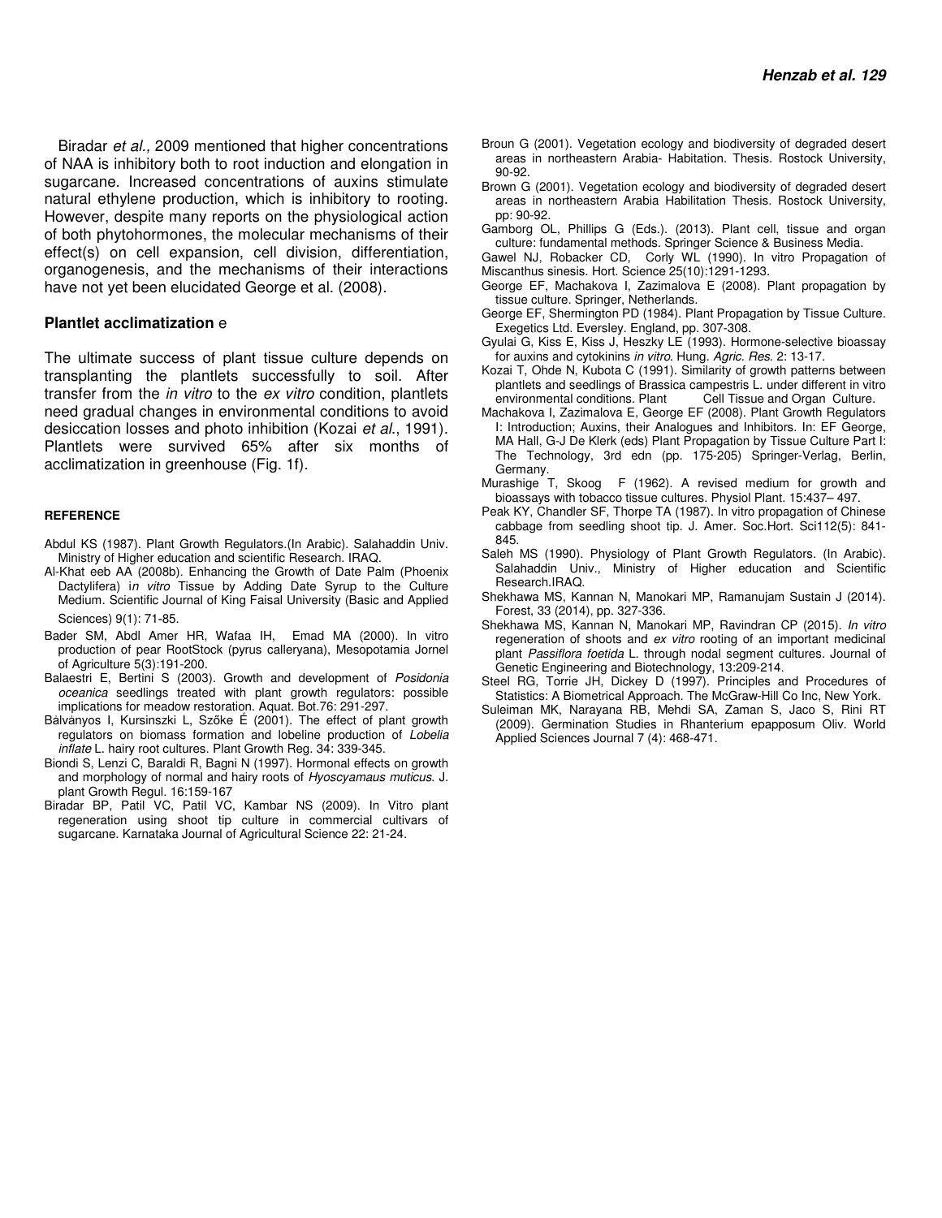Biradar *et al.,* 2009 mentioned that higher concentrations of NAA is inhibitory both to root induction and elongation in sugarcane. Increased concentrations of auxins stimulate natural ethylene production, which is inhibitory to rooting. However, despite many reports on the physiological action of both phytohormones, the molecular mechanisms of their effect(s) on cell expansion, cell division, differentiation, organogenesis, and the mechanisms of their interactions have not yet been elucidated George et al. (2008).

**Plantlet acclimatization** e

The ultimate success of plant tissue culture depends on transplanting the plantlets successfully to soil. After transfer from the *in vitro* to the *ex vitro* condition, plantlets need gradual changes in environmental conditions to avoid desiccation losses and photo inhibition (Kozai *et al*., 1991). Plantlets were survived 65% after six months of acclimatization in greenhouse (Fig. 1f).

## REFERENCE

Abdul KS (1987). Plant Growth Regulators.(In Arabic). Salahaddin Univ. Ministry of Higher education and scientific Research. IRAQ.

Al-Khat eeb AA (2008b). Enhancing the Growth of Date Palm (Phoenix Dactylifera) i*n vitro* Tissue by Adding Date Syrup to the Culture Medium. Scientific Journal of King Faisal University (Basic and Applied Sciences) 9(1): 71-85.

Bader SM, Abdl Amer HR, Wafaa IH, Emad MA (2000). In vitro production of pear RootStock (pyrus calleryana), Mesopotamia Jornel of Agriculture 5(3):191-200.

Balaestri E, Bertini S (2003). Growth and development of *Posidonia oceanica* seedlings treated with plant growth regulators: possible implications for meadow restoration. Aquat. Bot.76: 291-297.

Bálványos I, Kursinszki L, Szőke É (2001). The effect of plant growth regulators on biomass formation and lobeline production of *Lobelia inflate* L. hairy root cultures. Plant Growth Reg. 34: 339-345.

Biondi S, Lenzi C, Baraldi R, Bagni N (1997). Hormonal effects on growth and morphology of normal and hairy roots of *Hyoscyamaus muticus*. J. plant Growth Regul. 16:159-167

Biradar BP, Patil VC, Patil VC, Kambar NS (2009). In Vitro plant regeneration using shoot tip culture in commercial cultivars of sugarcane. Karnataka Journal of Agricultural Science 22: 21-24.

Broun G (2001). Vegetation ecology and biodiversity of degraded desert areas in northeastern Arabia- Habitation. Thesis. Rostock University, 90-92.

Brown G (2001). Vegetation ecology and biodiversity of degraded desert areas in northeastern Arabia Habilitation Thesis. Rostock University, pp: 90-92.

Gamborg OL, Phillips G (Eds.). (2013). Plant cell, tissue and organ culture: fundamental methods. Springer Science & Business Media.

Gawel NJ, Robacker CD, Corly WL (1990). In vitro Propagation of Miscanthus sinesis. Hort. Science 25(10):1291-1293.

George EF, Machakova I, Zazimalova E (2008). Plant propagation by tissue culture. Springer, Netherlands.

George EF, Shermington PD (1984). Plant Propagation by Tissue Culture. Exegetics Ltd. Eversley. England, pp. 307-308.

Gyulai G, Kiss E, Kiss J, Heszky LE (1993). Hormone-selective bioassay for auxins and cytokinins *in vitro*. Hung. *Agric. Res*. 2: 13-17.

Kozai T, Ohde N, Kubota C (1991). Similarity of growth patterns between plantlets and seedlings of Brassica campestris L. under different in vitro environmental conditions. Plant Cell Tissue and Organ Culture.

Machakova I, Zazimalova E, George EF (2008). Plant Growth Regulators I: Introduction; Auxins, their Analogues and Inhibitors. In: EF George, MA Hall, G-J De Klerk (eds) Plant Propagation by Tissue Culture Part I: The Technology, 3rd edn (pp. 175-205) Springer-Verlag, Berlin, Germany.

Murashige T, Skoog F (1962). A revised medium for growth and bioassays with tobacco tissue cultures. Physiol Plant. 15:437– 497.

Peak KY, Chandler SF, Thorpe TA (1987). In vitro propagation of Chinese cabbage from seedling shoot tip. J. Amer. Soc.Hort. Sci112(5): 841-845.

Saleh MS (1990). Physiology of Plant Growth Regulators. (In Arabic). Salahaddin Univ., Ministry of Higher education and Scientific Research.IRAQ.

Shekhawa MS, Kannan N, Manokari MP, Ramanujam Sustain J (2014). Forest, 33 (2014), pp. 327-336.

Shekhawa MS, Kannan N, Manokari MP, Ravindran CP (2015). *In vitro* regeneration of shoots and *ex vitro* rooting of an important medicinal plant *Passiflora foetida* L. through nodal segment cultures. Journal of Genetic Engineering and Biotechnology, 13:209-214.

Steel RG, Torrie JH, Dickey D (1997). Principles and Procedures of Statistics: A Biometrical Approach. The McGraw-Hill Co Inc, New York.

Suleiman MK, Narayana RB, Mehdi SA, Zaman S, Jaco S, Rini RT (2009). Germination Studies in Rhanterium epapposum Oliv. World Applied Sciences Journal 7 (4): 468-471.